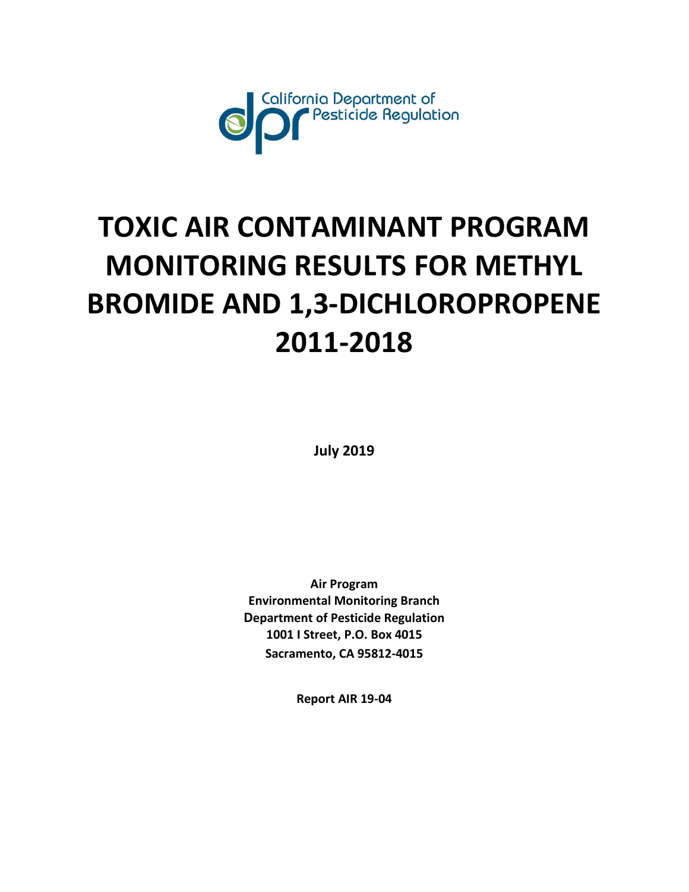California Department of Pesticide Regulation

# TOXIC AIR CONTAMINANT PROGRAM MONITORING RESULTS FOR METHYL BROMIDE AND 1,3-DICHLOROPROPENE 2011-2018

**July 2019**

**Air Program**
**Environmental Monitoring Branch**
**Department of Pesticide Regulation**
**1001 I Street, P.O. Box 4015**
**Sacramento, CA 95812-4015**

**Report AIR 19-04**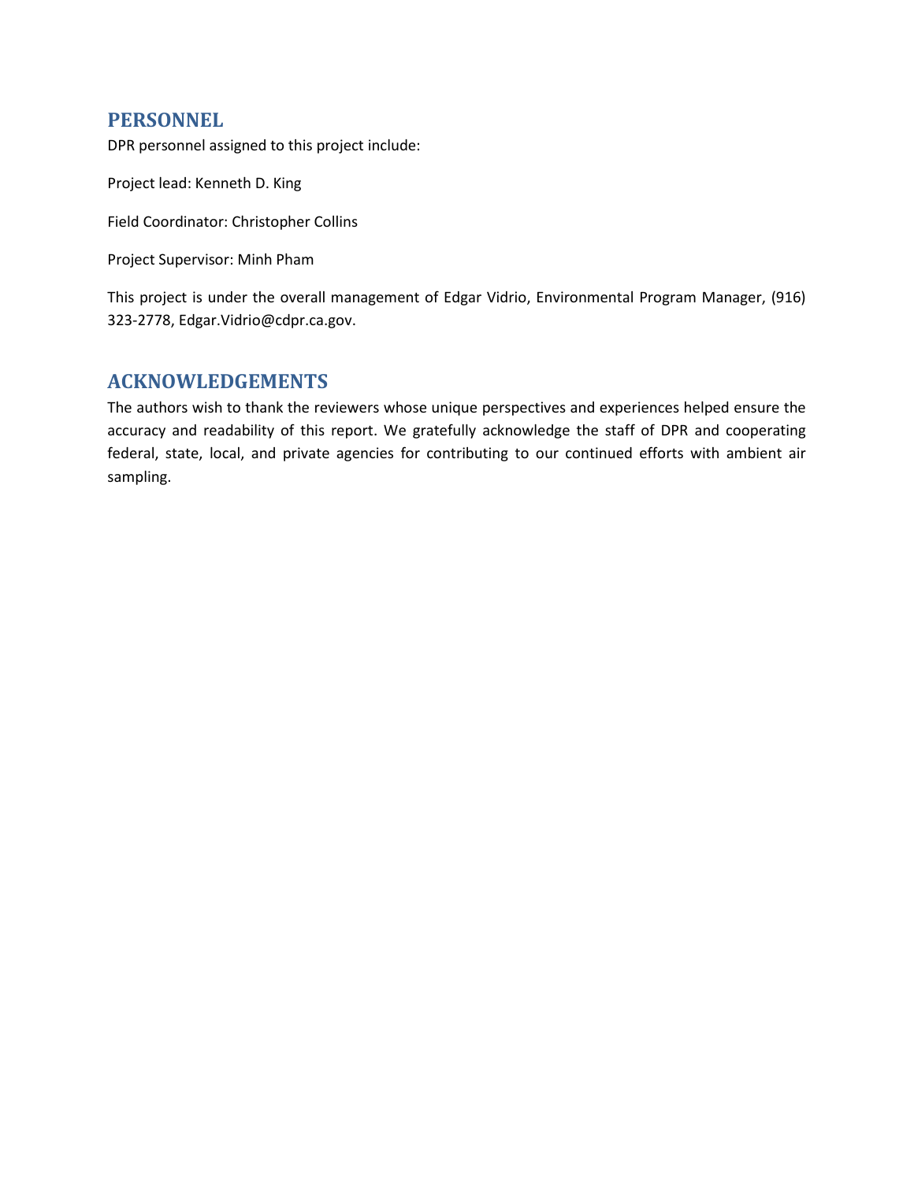## PERSONNEL

DPR personnel assigned to this project include:

Project lead: Kenneth D. King

Field Coordinator: Christopher Collins

Project Supervisor: Minh Pham

This project is under the overall management of Edgar Vidrio, Environmental Program Manager, (916) 323-2778, Edgar.Vidrio@cdpr.ca.gov.

## ACKNOWLEDGEMENTS

The authors wish to thank the reviewers whose unique perspectives and experiences helped ensure the accuracy and readability of this report. We gratefully acknowledge the staff of DPR and cooperating federal, state, local, and private agencies for contributing to our continued efforts with ambient air sampling.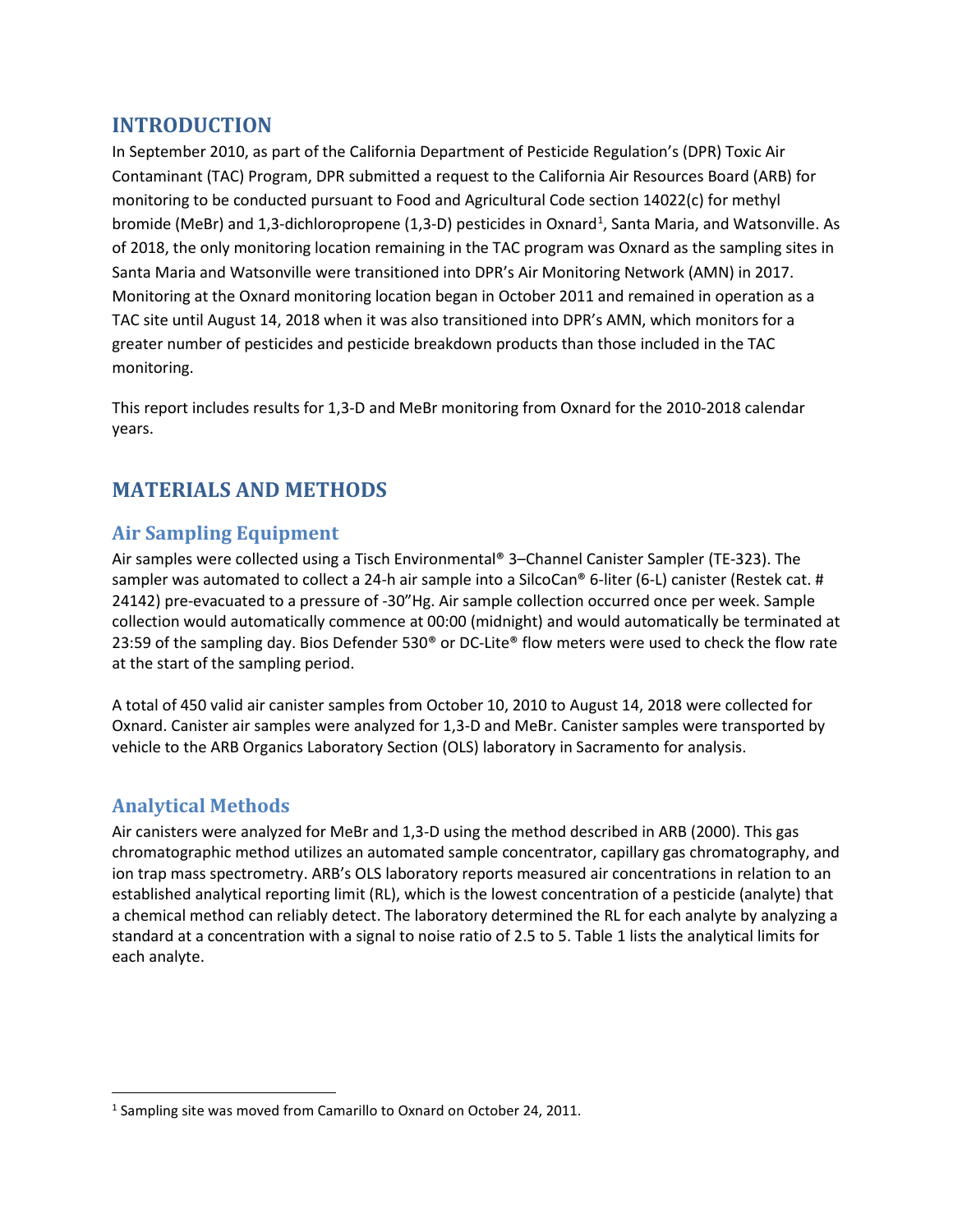# INTRODUCTION

In September 2010, as part of the California Department of Pesticide Regulation's (DPR) Toxic Air Contaminant (TAC) Program, DPR submitted a request to the California Air Resources Board (ARB) for monitoring to be conducted pursuant to Food and Agricultural Code section 14022(c) for methyl bromide (MeBr) and 1,3-dichloropropene (1,3-D) pesticides in Oxnard[1], Santa Maria, and Watsonville. As of 2018, the only monitoring location remaining in the TAC program was Oxnard as the sampling sites in Santa Maria and Watsonville were transitioned into DPR's Air Monitoring Network (AMN) in 2017. Monitoring at the Oxnard monitoring location began in October 2011 and remained in operation as a TAC site until August 14, 2018 when it was also transitioned into DPR's AMN, which monitors for a greater number of pesticides and pesticide breakdown products than those included in the TAC monitoring.

This report includes results for 1,3-D and MeBr monitoring from Oxnard for the 2010-2018 calendar years.

# MATERIALS AND METHODS

## Air Sampling Equipment

Air samples were collected using a Tisch Environmental® 3–Channel Canister Sampler (TE-323). The sampler was automated to collect a 24-h air sample into a SilcoCan® 6-liter (6-L) canister (Restek cat. # 24142) pre-evacuated to a pressure of -30"Hg. Air sample collection occurred once per week. Sample collection would automatically commence at 00:00 (midnight) and would automatically be terminated at 23:59 of the sampling day. Bios Defender 530® or DC-Lite® flow meters were used to check the flow rate at the start of the sampling period.

A total of 450 valid air canister samples from October 10, 2010 to August 14, 2018 were collected for Oxnard. Canister air samples were analyzed for 1,3-D and MeBr. Canister samples were transported by vehicle to the ARB Organics Laboratory Section (OLS) laboratory in Sacramento for analysis.

## Analytical Methods

Air canisters were analyzed for MeBr and 1,3-D using the method described in ARB (2000). This gas chromatographic method utilizes an automated sample concentrator, capillary gas chromatography, and ion trap mass spectrometry. ARB's OLS laboratory reports measured air concentrations in relation to an established analytical reporting limit (RL), which is the lowest concentration of a pesticide (analyte) that a chemical method can reliably detect. The laboratory determined the RL for each analyte by analyzing a standard at a concentration with a signal to noise ratio of 2.5 to 5. Table 1 lists the analytical limits for each analyte.

---

[1] Sampling site was moved from Camarillo to Oxnard on October 24, 2011.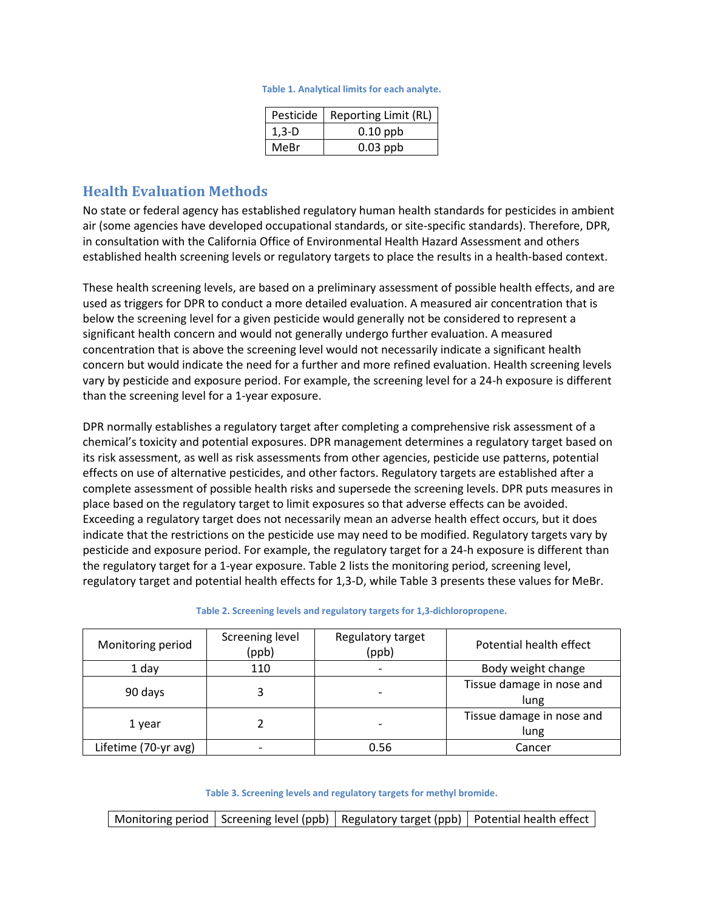Table 1. Analytical limits for each analyte.

| Pesticide | Reporting Limit (RL) |
|---|---|
| 1,3-D | 0.10 ppb |
| MeBr | 0.03 ppb |

## Health Evaluation Methods

No state or federal agency has established regulatory human health standards for pesticides in ambient air (some agencies have developed occupational standards, or site-specific standards). Therefore, DPR, in consultation with the California Office of Environmental Health Hazard Assessment and others established health screening levels or regulatory targets to place the results in a health-based context.

These health screening levels, are based on a preliminary assessment of possible health effects, and are used as triggers for DPR to conduct a more detailed evaluation. A measured air concentration that is below the screening level for a given pesticide would generally not be considered to represent a significant health concern and would not generally undergo further evaluation. A measured concentration that is above the screening level would not necessarily indicate a significant health concern but would indicate the need for a further and more refined evaluation. Health screening levels vary by pesticide and exposure period. For example, the screening level for a 24-h exposure is different than the screening level for a 1-year exposure.

DPR normally establishes a regulatory target after completing a comprehensive risk assessment of a chemical's toxicity and potential exposures. DPR management determines a regulatory target based on its risk assessment, as well as risk assessments from other agencies, pesticide use patterns, potential effects on use of alternative pesticides, and other factors. Regulatory targets are established after a complete assessment of possible health risks and supersede the screening levels. DPR puts measures in place based on the regulatory target to limit exposures so that adverse effects can be avoided. Exceeding a regulatory target does not necessarily mean an adverse health effect occurs, but it does indicate that the restrictions on the pesticide use may need to be modified. Regulatory targets vary by pesticide and exposure period. For example, the regulatory target for a 24-h exposure is different than the regulatory target for a 1-year exposure. Table 2 lists the monitoring period, screening level, regulatory target and potential health effects for 1,3-D, while Table 3 presents these values for MeBr.

Table 2. Screening levels and regulatory targets for 1,3-dichloropropene.

| Monitoring period | Screening level (ppb) | Regulatory target (ppb) | Potential health effect |
|---|---|---|---|
| 1 day | 110 | - | Body weight change |
| 90 days | 3 | - | Tissue damage in nose and lung |
| 1 year | 2 | - | Tissue damage in nose and lung |
| Lifetime (70-yr avg) | - | 0.56 | Cancer |

Table 3. Screening levels and regulatory targets for methyl bromide.

| Monitoring period | Screening level (ppb) | Regulatory target (ppb) | Potential health effect |
|---|---|---|---|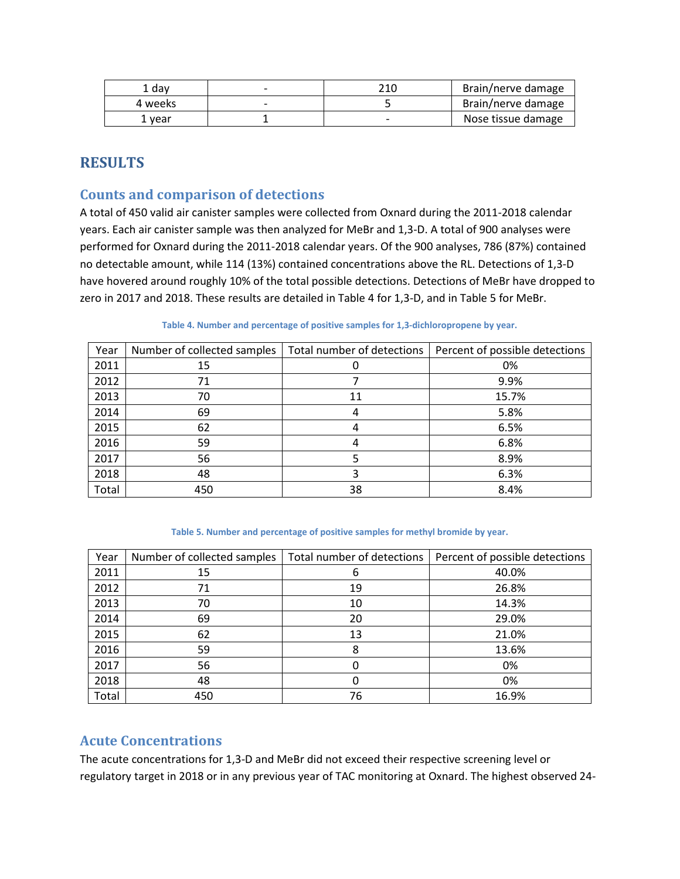| 1 day | - | 210 | Brain/nerve damage |
|---|---|---|---|
| 4 weeks | - | 5 | Brain/nerve damage |
| 1 year | 1 | - | Nose tissue damage |

# RESULTS

## Counts and comparison of detections

A total of 450 valid air canister samples were collected from Oxnard during the 2011-2018 calendar years. Each air canister sample was then analyzed for MeBr and 1,3-D. A total of 900 analyses were performed for Oxnard during the 2011-2018 calendar years. Of the 900 analyses, 786 (87%) contained no detectable amount, while 114 (13%) contained concentrations above the RL. Detections of 1,3-D have hovered around roughly 10% of the total possible detections. Detections of MeBr have dropped to zero in 2017 and 2018. These results are detailed in Table 4 for 1,3-D, and in Table 5 for MeBr.

**Table 4. Number and percentage of positive samples for 1,3-dichloropropene by year.**

| Year | Number of collected samples | Total number of detections | Percent of possible detections |
|---|---|---|---|
| 2011 | 15 | 0 | 0% |
| 2012 | 71 | 7 | 9.9% |
| 2013 | 70 | 11 | 15.7% |
| 2014 | 69 | 4 | 5.8% |
| 2015 | 62 | 4 | 6.5% |
| 2016 | 59 | 4 | 6.8% |
| 2017 | 56 | 5 | 8.9% |
| 2018 | 48 | 3 | 6.3% |
| Total | 450 | 38 | 8.4% |

**Table 5. Number and percentage of positive samples for methyl bromide by year.**

| Year | Number of collected samples | Total number of detections | Percent of possible detections |
|---|---|---|---|
| 2011 | 15 | 6 | 40.0% |
| 2012 | 71 | 19 | 26.8% |
| 2013 | 70 | 10 | 14.3% |
| 2014 | 69 | 20 | 29.0% |
| 2015 | 62 | 13 | 21.0% |
| 2016 | 59 | 8 | 13.6% |
| 2017 | 56 | 0 | 0% |
| 2018 | 48 | 0 | 0% |
| Total | 450 | 76 | 16.9% |

## Acute Concentrations

The acute concentrations for 1,3-D and MeBr did not exceed their respective screening level or regulatory target in 2018 or in any previous year of TAC monitoring at Oxnard. The highest observed 24-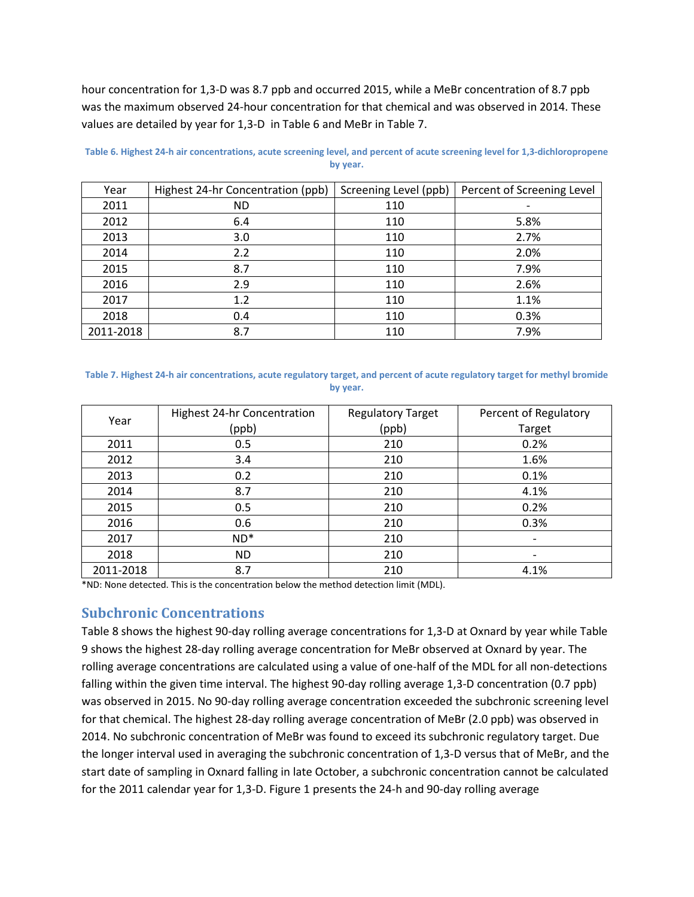hour concentration for 1,3-D was 8.7 ppb and occurred 2015, while a MeBr concentration of 8.7 ppb was the maximum observed 24-hour concentration for that chemical and was observed in 2014. These values are detailed by year for 1,3-D in Table 6 and MeBr in Table 7.

**Table 6. Highest 24-h air concentrations, acute screening level, and percent of acute screening level for 1,3-dichloropropene by year.**

| Year | Highest 24-hr Concentration (ppb) | Screening Level (ppb) | Percent of Screening Level |
|---|---|---|---|
| 2011 | ND | 110 | - |
| 2012 | 6.4 | 110 | 5.8% |
| 2013 | 3.0 | 110 | 2.7% |
| 2014 | 2.2 | 110 | 2.0% |
| 2015 | 8.7 | 110 | 7.9% |
| 2016 | 2.9 | 110 | 2.6% |
| 2017 | 1.2 | 110 | 1.1% |
| 2018 | 0.4 | 110 | 0.3% |
| 2011-2018 | 8.7 | 110 | 7.9% |

**Table 7. Highest 24-h air concentrations, acute regulatory target, and percent of acute regulatory target for methyl bromide by year.**

| Year | Highest 24-hr Concentration (ppb) | Regulatory Target (ppb) | Percent of Regulatory Target |
|---|---|---|---|
| 2011 | 0.5 | 210 | 0.2% |
| 2012 | 3.4 | 210 | 1.6% |
| 2013 | 0.2 | 210 | 0.1% |
| 2014 | 8.7 | 210 | 4.1% |
| 2015 | 0.5 | 210 | 0.2% |
| 2016 | 0.6 | 210 | 0.3% |
| 2017 | ND* | 210 | - |
| 2018 | ND | 210 | - |
| 2011-2018 | 8.7 | 210 | 4.1% |

*ND: None detected. This is the concentration below the method detection limit (MDL).

## Subchronic Concentrations

Table 8 shows the highest 90-day rolling average concentrations for 1,3-D at Oxnard by year while Table 9 shows the highest 28-day rolling average concentration for MeBr observed at Oxnard by year. The rolling average concentrations are calculated using a value of one-half of the MDL for all non-detections falling within the given time interval. The highest 90-day rolling average 1,3-D concentration (0.7 ppb) was observed in 2015. No 90-day rolling average concentration exceeded the subchronic screening level for that chemical. The highest 28-day rolling average concentration of MeBr (2.0 ppb) was observed in 2014. No subchronic concentration of MeBr was found to exceed its subchronic regulatory target. Due the longer interval used in averaging the subchronic concentration of 1,3-D versus that of MeBr, and the start date of sampling in Oxnard falling in late October, a subchronic concentration cannot be calculated for the 2011 calendar year for 1,3-D. Figure 1 presents the 24-h and 90-day rolling average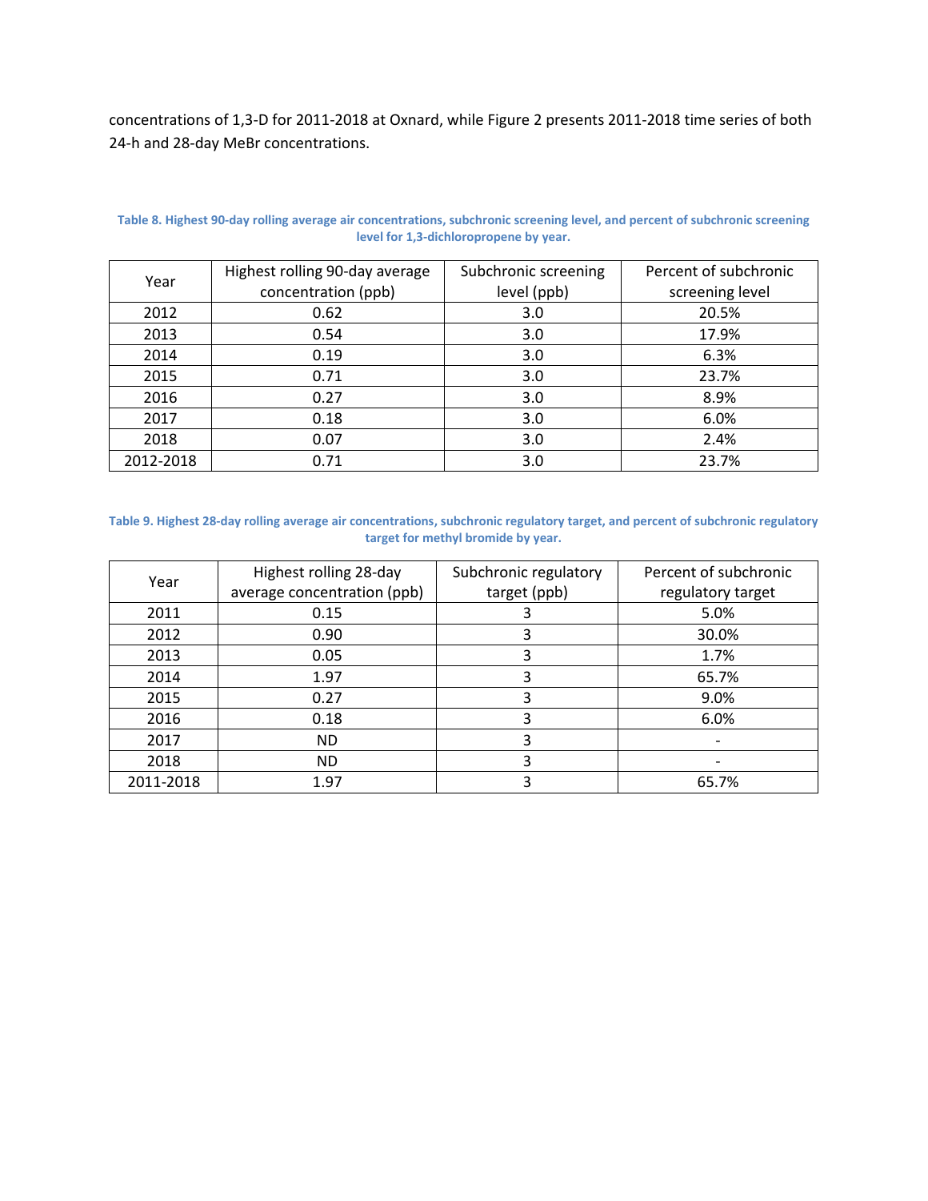concentrations of 1,3-D for 2011-2018 at Oxnard, while Figure 2 presents 2011-2018 time series of both 24-h and 28-day MeBr concentrations.

**Table 8. Highest 90-day rolling average air concentrations, subchronic screening level, and percent of subchronic screening level for 1,3-dichloropropene by year.**

| Year | Highest rolling 90-day average concentration (ppb) | Subchronic screening level (ppb) | Percent of subchronic screening level |
|---|---|---|---|
| 2012 | 0.62 | 3.0 | 20.5% |
| 2013 | 0.54 | 3.0 | 17.9% |
| 2014 | 0.19 | 3.0 | 6.3% |
| 2015 | 0.71 | 3.0 | 23.7% |
| 2016 | 0.27 | 3.0 | 8.9% |
| 2017 | 0.18 | 3.0 | 6.0% |
| 2018 | 0.07 | 3.0 | 2.4% |
| 2012-2018 | 0.71 | 3.0 | 23.7% |

**Table 9. Highest 28-day rolling average air concentrations, subchronic regulatory target, and percent of subchronic regulatory target for methyl bromide by year.**

| Year | Highest rolling 28-day average concentration (ppb) | Subchronic regulatory target (ppb) | Percent of subchronic regulatory target |
|---|---|---|---|
| 2011 | 0.15 | 3 | 5.0% |
| 2012 | 0.90 | 3 | 30.0% |
| 2013 | 0.05 | 3 | 1.7% |
| 2014 | 1.97 | 3 | 65.7% |
| 2015 | 0.27 | 3 | 9.0% |
| 2016 | 0.18 | 3 | 6.0% |
| 2017 | ND | 3 | - |
| 2018 | ND | 3 | - |
| 2011-2018 | 1.97 | 3 | 65.7% |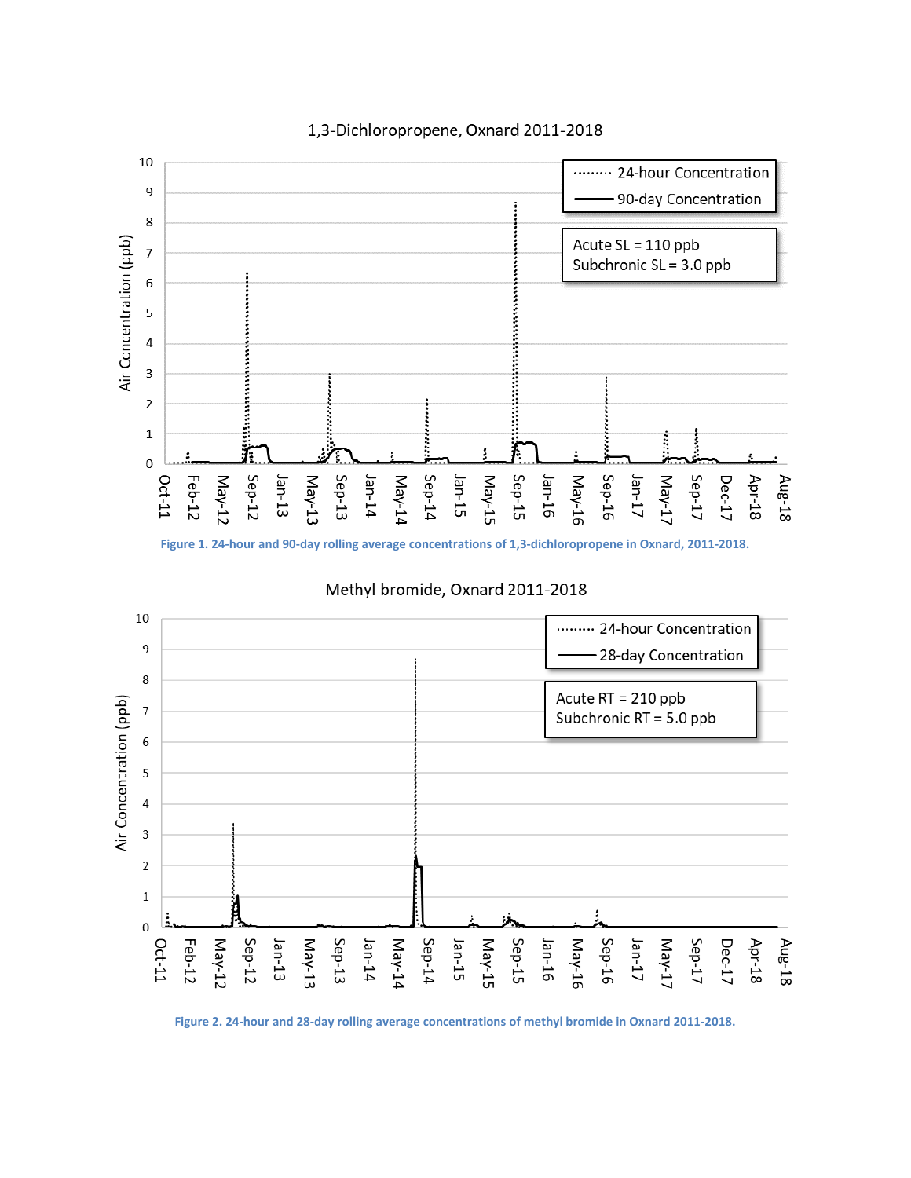Figure 1. 24-hour and 90-day rolling average concentrations of 1,3-dichloropropene in Oxnard, 2011-2018.

Figure 2. 24-hour and 28-day rolling average concentrations of methyl bromide in Oxnard 2011-2018.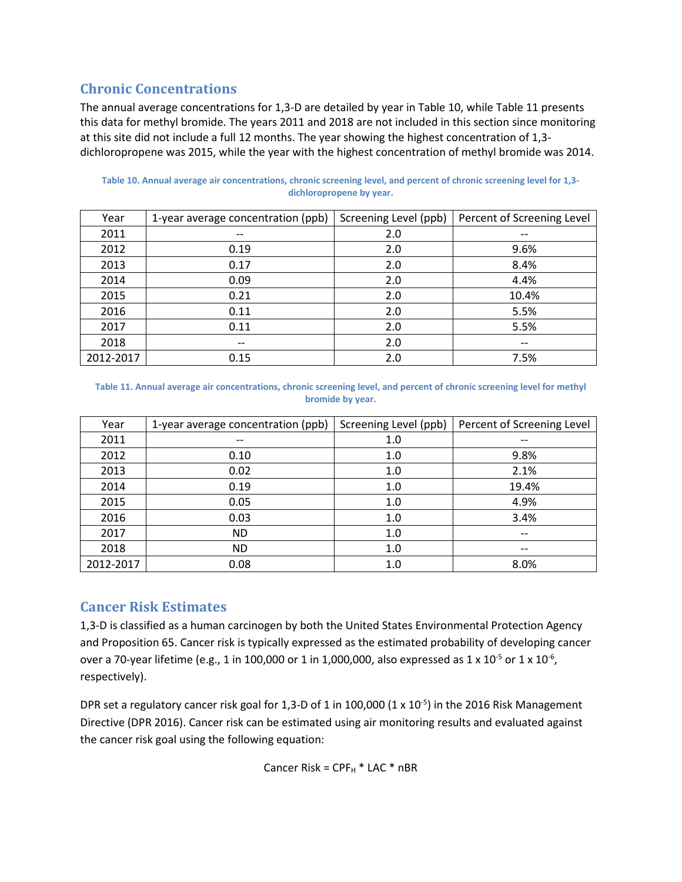## Chronic Concentrations

The annual average concentrations for 1,3-D are detailed by year in Table 10, while Table 11 presents this data for methyl bromide. The years 2011 and 2018 are not included in this section since monitoring at this site did not include a full 12 months. The year showing the highest concentration of 1,3-dichloropropene was 2015, while the year with the highest concentration of methyl bromide was 2014.

**Table 10. Annual average air concentrations, chronic screening level, and percent of chronic screening level for 1,3-dichloropropene by year.**

| Year | 1-year average concentration (ppb) | Screening Level (ppb) | Percent of Screening Level |
|---|---|---|---|
| 2011 | -- | 2.0 | -- |
| 2012 | 0.19 | 2.0 | 9.6% |
| 2013 | 0.17 | 2.0 | 8.4% |
| 2014 | 0.09 | 2.0 | 4.4% |
| 2015 | 0.21 | 2.0 | 10.4% |
| 2016 | 0.11 | 2.0 | 5.5% |
| 2017 | 0.11 | 2.0 | 5.5% |
| 2018 | -- | 2.0 | -- |
| 2012-2017 | 0.15 | 2.0 | 7.5% |

**Table 11. Annual average air concentrations, chronic screening level, and percent of chronic screening level for methyl bromide by year.**

| Year | 1-year average concentration (ppb) | Screening Level (ppb) | Percent of Screening Level |
|---|---|---|---|
| 2011 | -- | 1.0 | -- |
| 2012 | 0.10 | 1.0 | 9.8% |
| 2013 | 0.02 | 1.0 | 2.1% |
| 2014 | 0.19 | 1.0 | 19.4% |
| 2015 | 0.05 | 1.0 | 4.9% |
| 2016 | 0.03 | 1.0 | 3.4% |
| 2017 | ND | 1.0 | -- |
| 2018 | ND | 1.0 | -- |
| 2012-2017 | 0.08 | 1.0 | 8.0% |

## Cancer Risk Estimates

1,3-D is classified as a human carcinogen by both the United States Environmental Protection Agency and Proposition 65. Cancer risk is typically expressed as the estimated probability of developing cancer over a 70-year lifetime (e.g., 1 in 100,000 or 1 in 1,000,000, also expressed as $1 \times 10^{-5}$ or $1 \times 10^{-6}$, respectively).

DPR set a regulatory cancer risk goal for 1,3-D of 1 in 100,000 ($1 \times 10^{-5}$) in the 2016 Risk Management Directive (DPR 2016). Cancer risk can be estimated using air monitoring results and evaluated against the cancer risk goal using the following equation:

$$\text{Cancer Risk} = CPF_H * LAC * nBR$$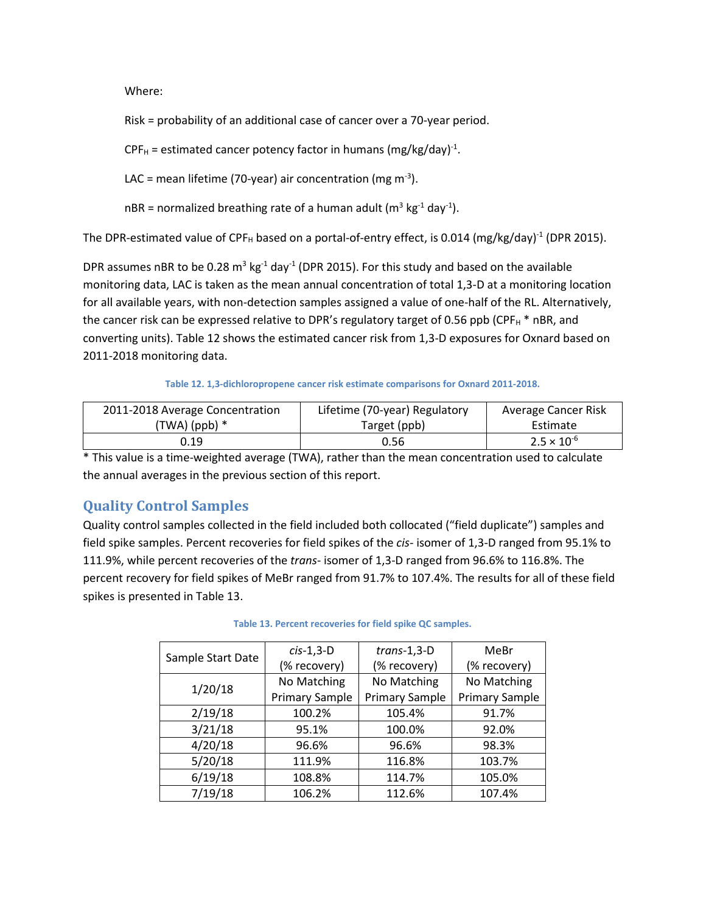Where:

Risk = probability of an additional case of cancer over a 70-year period.

$CPF_H$ = estimated cancer potency factor in humans $(mg/kg/day)^{-1}$.

LAC = mean lifetime (70-year) air concentration ($mg\ m^{-3}$).

nBR = normalized breathing rate of a human adult ($m^3\ kg^{-1}\ day^{-1}$).

The DPR-estimated value of $CPF_H$ based on a portal-of-entry effect, is 0.014 $(mg/kg/day)^{-1}$ (DPR 2015).

DPR assumes nBR to be 0.28 $m^3\ kg^{-1}\ day^{-1}$ (DPR 2015). For this study and based on the available monitoring data, LAC is taken as the mean annual concentration of total 1,3-D at a monitoring location for all available years, with non-detection samples assigned a value of one-half of the RL. Alternatively, the cancer risk can be expressed relative to DPR's regulatory target of 0.56 ppb ($CPF_H$ * nBR, and converting units). Table 12 shows the estimated cancer risk from 1,3-D exposures for Oxnard based on 2011-2018 monitoring data.

**Table 12. 1,3-dichloropropene cancer risk estimate comparisons for Oxnard 2011-2018.**

| 2011-2018 Average Concentration (TWA) (ppb) * | Lifetime (70-year) Regulatory Target (ppb) | Average Cancer Risk Estimate |
|---|---|---|
| 0.19 | 0.56 | $2.5 \times 10^{-6}$ |

* This value is a time-weighted average (TWA), rather than the mean concentration used to calculate the annual averages in the previous section of this report.

## Quality Control Samples

Quality control samples collected in the field included both collocated ("field duplicate") samples and field spike samples. Percent recoveries for field spikes of the *cis*- isomer of 1,3-D ranged from 95.1% to 111.9%, while percent recoveries of the *trans*- isomer of 1,3-D ranged from 96.6% to 116.8%. The percent recovery for field spikes of MeBr ranged from 91.7% to 107.4%. The results for all of these field spikes is presented in Table 13.

**Table 13. Percent recoveries for field spike QC samples.**

| Sample Start Date | *cis*-1,3-D (% recovery) | *trans*-1,3-D (% recovery) | MeBr (% recovery) |
|---|---|---|---|
| 1/20/18 | No Matching Primary Sample | No Matching Primary Sample | No Matching Primary Sample |
| 2/19/18 | 100.2% | 105.4% | 91.7% |
| 3/21/18 | 95.1% | 100.0% | 92.0% |
| 4/20/18 | 96.6% | 96.6% | 98.3% |
| 5/20/18 | 111.9% | 116.8% | 103.7% |
| 6/19/18 | 108.8% | 114.7% | 105.0% |
| 7/19/18 | 106.2% | 112.6% | 107.4% |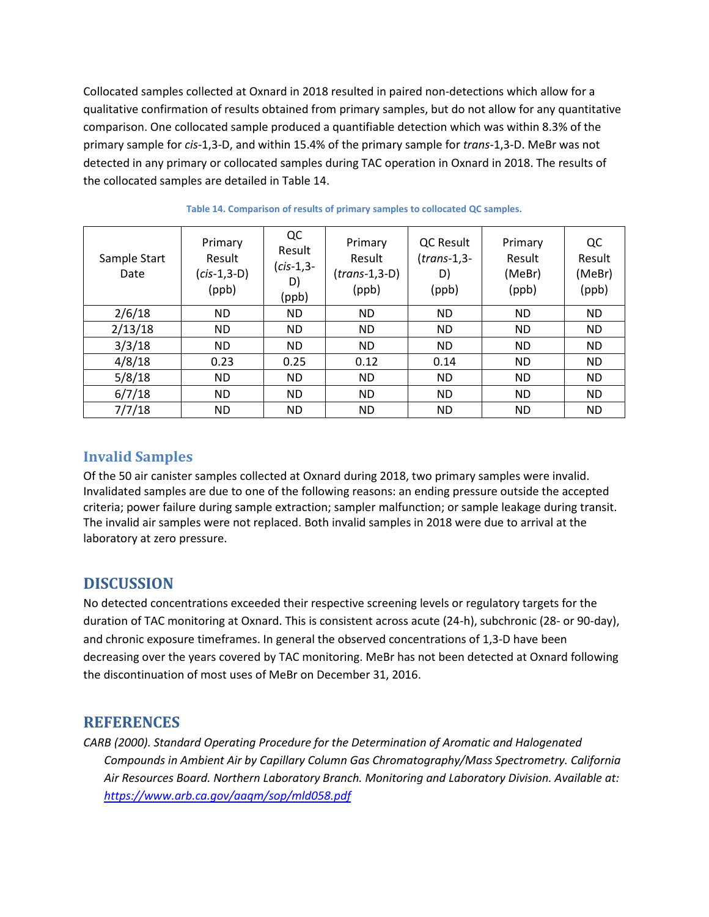Collocated samples collected at Oxnard in 2018 resulted in paired non-detections which allow for a qualitative confirmation of results obtained from primary samples, but do not allow for any quantitative comparison. One collocated sample produced a quantifiable detection which was within 8.3% of the primary sample for *cis*-1,3-D, and within 15.4% of the primary sample for *trans*-1,3-D. MeBr was not detected in any primary or collocated samples during TAC operation in Oxnard in 2018. The results of the collocated samples are detailed in Table 14.

**Table 14. Comparison of results of primary samples to collocated QC samples.**

| Sample Start Date | Primary Result (*cis*-1,3-D) (ppb) | QC Result (*cis*-1,3-D) (ppb) | Primary Result (*trans*-1,3-D) (ppb) | QC Result (*trans*-1,3-D) (ppb) | Primary Result (MeBr) (ppb) | QC Result (MeBr) (ppb) |
|---|---|---|---|---|---|---|
| 2/6/18 | ND | ND | ND | ND | ND | ND |
| 2/13/18 | ND | ND | ND | ND | ND | ND |
| 3/3/18 | ND | ND | ND | ND | ND | ND |
| 4/8/18 | 0.23 | 0.25 | 0.12 | 0.14 | ND | ND |
| 5/8/18 | ND | ND | ND | ND | ND | ND |
| 6/7/18 | ND | ND | ND | ND | ND | ND |
| 7/7/18 | ND | ND | ND | ND | ND | ND |

### Invalid Samples

Of the 50 air canister samples collected at Oxnard during 2018, two primary samples were invalid. Invalidated samples are due to one of the following reasons: an ending pressure outside the accepted criteria; power failure during sample extraction; sampler malfunction; or sample leakage during transit. The invalid air samples were not replaced. Both invalid samples in 2018 were due to arrival at the laboratory at zero pressure.

## DISCUSSION

No detected concentrations exceeded their respective screening levels or regulatory targets for the duration of TAC monitoring at Oxnard. This is consistent across acute (24-h), subchronic (28- or 90-day), and chronic exposure timeframes. In general the observed concentrations of 1,3-D have been decreasing over the years covered by TAC monitoring. MeBr has not been detected at Oxnard following the discontinuation of most uses of MeBr on December 31, 2016.

## REFERENCES

*CARB (2000). Standard Operating Procedure for the Determination of Aromatic and Halogenated Compounds in Ambient Air by Capillary Column Gas Chromatography/Mass Spectrometry. California Air Resources Board. Northern Laboratory Branch. Monitoring and Laboratory Division. Available at: https://www.arb.ca.gov/aaqm/sop/mld058.pdf*